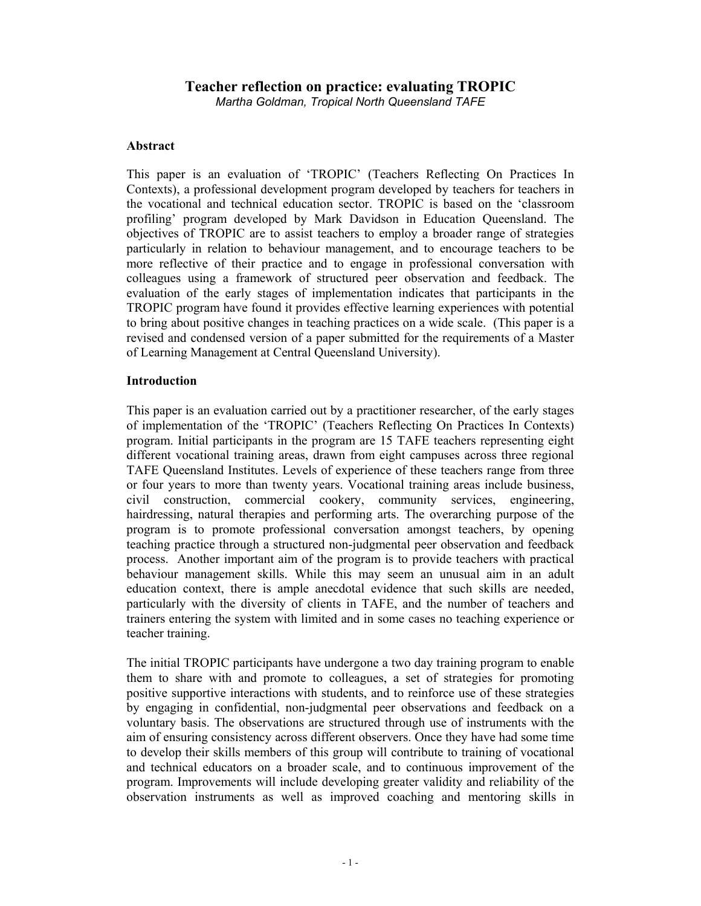# Teacher reflection on practice: evaluating TROPIC

*Martha Goldman, Tropical North Queensland TAFE*

## Abstract

This paper is an evaluation of 'TROPIC' (Teachers Reflecting On Practices In Contexts), a professional development program developed by teachers for teachers in the vocational and technical education sector. TROPIC is based on the 'classroom profiling' program developed by Mark Davidson in Education Queensland. The objectives of TROPIC are to assist teachers to employ a broader range of strategies particularly in relation to behaviour management, and to encourage teachers to be more reflective of their practice and to engage in professional conversation with colleagues using a framework of structured peer observation and feedback. The evaluation of the early stages of implementation indicates that participants in the TROPIC program have found it provides effective learning experiences with potential to bring about positive changes in teaching practices on a wide scale. (This paper is a revised and condensed version of a paper submitted for the requirements of a Master of Learning Management at Central Queensland University).

## Introduction

This paper is an evaluation carried out by a practitioner researcher, of the early stages of implementation of the 'TROPIC' (Teachers Reflecting On Practices In Contexts) program. Initial participants in the program are 15 TAFE teachers representing eight different vocational training areas, drawn from eight campuses across three regional TAFE Queensland Institutes. Levels of experience of these teachers range from three or four years to more than twenty years. Vocational training areas include business, civil construction, commercial cookery, community services, engineering, hairdressing, natural therapies and performing arts. The overarching purpose of the program is to promote professional conversation amongst teachers, by opening teaching practice through a structured non-judgmental peer observation and feedback process. Another important aim of the program is to provide teachers with practical behaviour management skills. While this may seem an unusual aim in an adult education context, there is ample anecdotal evidence that such skills are needed, particularly with the diversity of clients in TAFE, and the number of teachers and trainers entering the system with limited and in some cases no teaching experience or teacher training.

The initial TROPIC participants have undergone a two day training program to enable them to share with and promote to colleagues, a set of strategies for promoting positive supportive interactions with students, and to reinforce use of these strategies by engaging in confidential, non-judgmental peer observations and feedback on a voluntary basis. The observations are structured through use of instruments with the aim of ensuring consistency across different observers. Once they have had some time to develop their skills members of this group will contribute to training of vocational and technical educators on a broader scale, and to continuous improvement of the program. Improvements will include developing greater validity and reliability of the observation instruments as well as improved coaching and mentoring skills in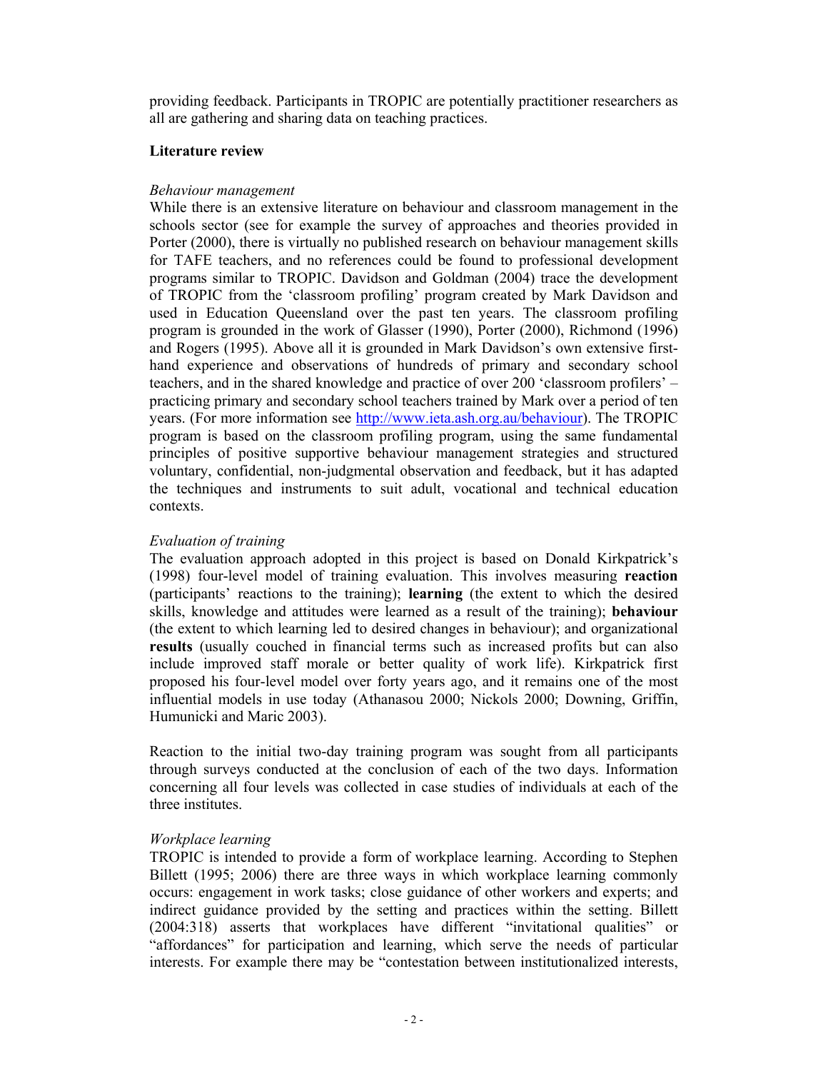providing feedback. Participants in TROPIC are potentially practitioner researchers as all are gathering and sharing data on teaching practices.

## Literature review

### *Behaviour management*

While there is an extensive literature on behaviour and classroom management in the schools sector (see for example the survey of approaches and theories provided in Porter (2000), there is virtually no published research on behaviour management skills for TAFE teachers, and no references could be found to professional development programs similar to TROPIC. Davidson and Goldman (2004) trace the development of TROPIC from the 'classroom profiling' program created by Mark Davidson and used in Education Queensland over the past ten years. The classroom profiling program is grounded in the work of Glasser (1990), Porter (2000), Richmond (1996) and Rogers (1995). Above all it is grounded in Mark Davidson's own extensive first-hand experience and observations of hundreds of primary and secondary school teachers, and in the shared knowledge and practice of over 200 'classroom profilers' – practicing primary and secondary school teachers trained by Mark over a period of ten years. (For more information see http://www.ieta.ash.org.au/behaviour). The TROPIC program is based on the classroom profiling program, using the same fundamental principles of positive supportive behaviour management strategies and structured voluntary, confidential, non-judgmental observation and feedback, but it has adapted the techniques and instruments to suit adult, vocational and technical education contexts.

### *Evaluation of training*

The evaluation approach adopted in this project is based on Donald Kirkpatrick's (1998) four-level model of training evaluation. This involves measuring **reaction** (participants' reactions to the training); **learning** (the extent to which the desired skills, knowledge and attitudes were learned as a result of the training); **behaviour** (the extent to which learning led to desired changes in behaviour); and organizational **results** (usually couched in financial terms such as increased profits but can also include improved staff morale or better quality of work life). Kirkpatrick first proposed his four-level model over forty years ago, and it remains one of the most influential models in use today (Athanasou 2000; Nickols 2000; Downing, Griffin, Humunicki and Maric 2003).

Reaction to the initial two-day training program was sought from all participants through surveys conducted at the conclusion of each of the two days. Information concerning all four levels was collected in case studies of individuals at each of the three institutes.

### *Workplace learning*

TROPIC is intended to provide a form of workplace learning. According to Stephen Billett (1995; 2006) there are three ways in which workplace learning commonly occurs: engagement in work tasks; close guidance of other workers and experts; and indirect guidance provided by the setting and practices within the setting. Billett (2004:318) asserts that workplaces have different "invitational qualities" or "affordances" for participation and learning, which serve the needs of particular interests. For example there may be "contestation between institutionalized interests,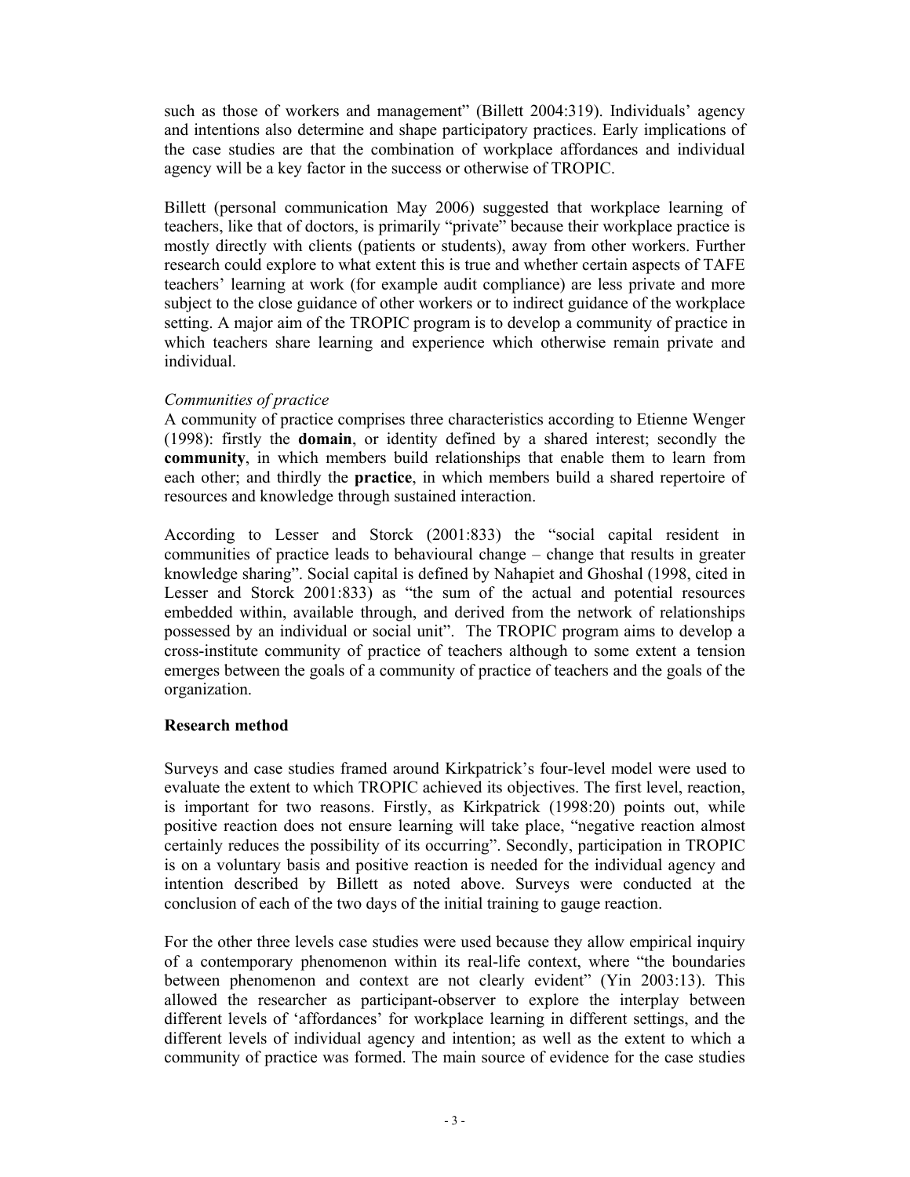such as those of workers and management" (Billett 2004:319). Individuals' agency and intentions also determine and shape participatory practices. Early implications of the case studies are that the combination of workplace affordances and individual agency will be a key factor in the success or otherwise of TROPIC.

Billett (personal communication May 2006) suggested that workplace learning of teachers, like that of doctors, is primarily "private" because their workplace practice is mostly directly with clients (patients or students), away from other workers. Further research could explore to what extent this is true and whether certain aspects of TAFE teachers' learning at work (for example audit compliance) are less private and more subject to the close guidance of other workers or to indirect guidance of the workplace setting. A major aim of the TROPIC program is to develop a community of practice in which teachers share learning and experience which otherwise remain private and individual.

*Communities of practice*

A community of practice comprises three characteristics according to Etienne Wenger (1998): firstly the **domain**, or identity defined by a shared interest; secondly the **community**, in which members build relationships that enable them to learn from each other; and thirdly the **practice**, in which members build a shared repertoire of resources and knowledge through sustained interaction.

According to Lesser and Storck (2001:833) the "social capital resident in communities of practice leads to behavioural change – change that results in greater knowledge sharing". Social capital is defined by Nahapiet and Ghoshal (1998, cited in Lesser and Storck 2001:833) as "the sum of the actual and potential resources embedded within, available through, and derived from the network of relationships possessed by an individual or social unit". The TROPIC program aims to develop a cross-institute community of practice of teachers although to some extent a tension emerges between the goals of a community of practice of teachers and the goals of the organization.

**Research method**

Surveys and case studies framed around Kirkpatrick's four-level model were used to evaluate the extent to which TROPIC achieved its objectives. The first level, reaction, is important for two reasons. Firstly, as Kirkpatrick (1998:20) points out, while positive reaction does not ensure learning will take place, "negative reaction almost certainly reduces the possibility of its occurring". Secondly, participation in TROPIC is on a voluntary basis and positive reaction is needed for the individual agency and intention described by Billett as noted above. Surveys were conducted at the conclusion of each of the two days of the initial training to gauge reaction.

For the other three levels case studies were used because they allow empirical inquiry of a contemporary phenomenon within its real-life context, where "the boundaries between phenomenon and context are not clearly evident" (Yin 2003:13). This allowed the researcher as participant-observer to explore the interplay between different levels of 'affordances' for workplace learning in different settings, and the different levels of individual agency and intention; as well as the extent to which a community of practice was formed. The main source of evidence for the case studies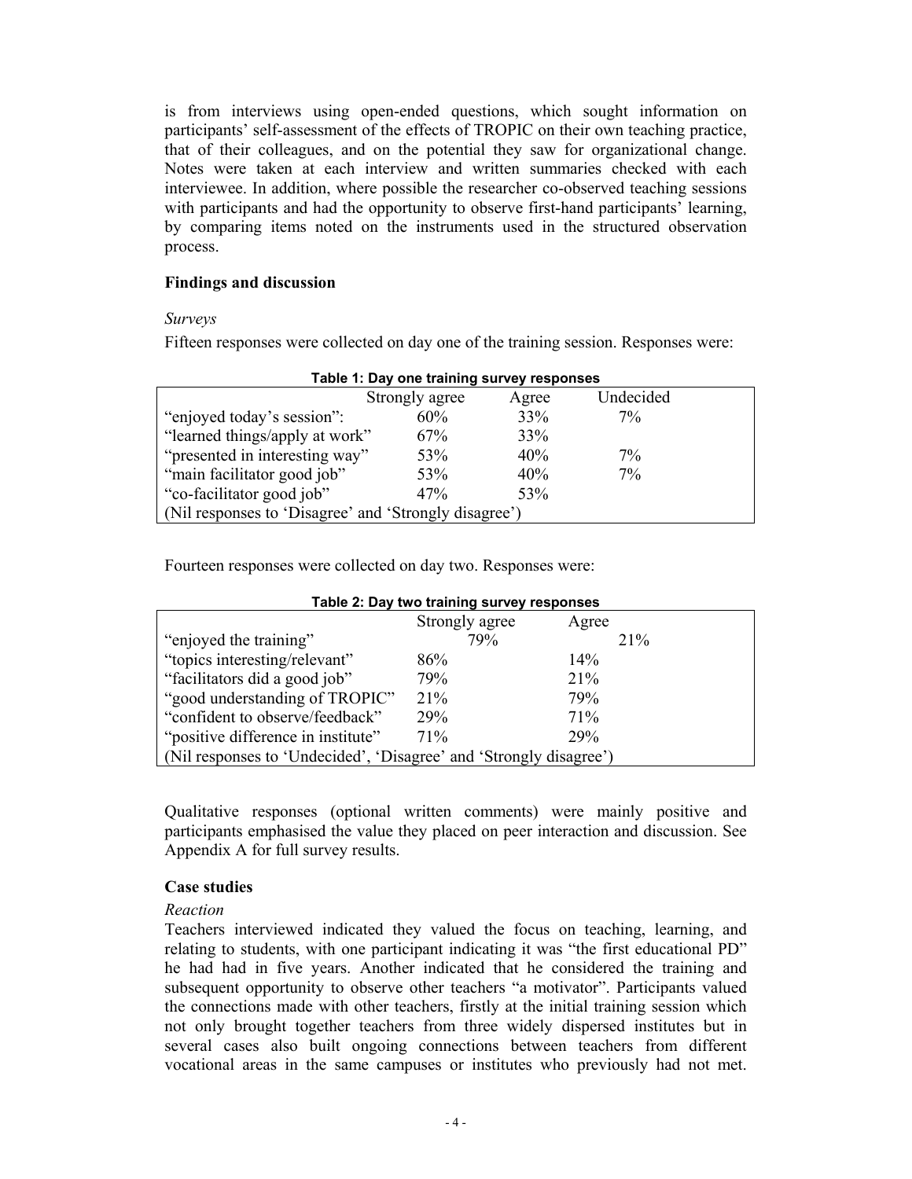is from interviews using open-ended questions, which sought information on participants' self-assessment of the effects of TROPIC on their own teaching practice, that of their colleagues, and on the potential they saw for organizational change. Notes were taken at each interview and written summaries checked with each interviewee. In addition, where possible the researcher co-observed teaching sessions with participants and had the opportunity to observe first-hand participants' learning, by comparing items noted on the instruments used in the structured observation process.

## Findings and discussion

*Surveys*

Fifteen responses were collected on day one of the training session. Responses were:

**Table 1: Day one training survey responses**

| | Strongly agree | Agree | Undecided |
|---|---|---|---|
| "enjoyed today's session": | 60% | 33% | 7% |
| "learned things/apply at work" | 67% | 33% | |
| "presented in interesting way" | 53% | 40% | 7% |
| "main facilitator good job" | 53% | 40% | 7% |
| "co-facilitator good job" | 47% | 53% | |
| (Nil responses to 'Disagree' and 'Strongly disagree') | | | |

Fourteen responses were collected on day two. Responses were:

**Table 2: Day two training survey responses**

| | Strongly agree | Agree |
|---|---|---|
| "enjoyed the training" | 79% | 21% |
| "topics interesting/relevant" | 86% | 14% |
| "facilitators did a good job" | 79% | 21% |
| "good understanding of TROPIC" | 21% | 79% |
| "confident to observe/feedback" | 29% | 71% |
| "positive difference in institute" | 71% | 29% |
| (Nil responses to 'Undecided', 'Disagree' and 'Strongly disagree') | | |

Qualitative responses (optional written comments) were mainly positive and participants emphasised the value they placed on peer interaction and discussion. See Appendix A for full survey results.

## Case studies

*Reaction*

Teachers interviewed indicated they valued the focus on teaching, learning, and relating to students, with one participant indicating it was "the first educational PD" he had had in five years. Another indicated that he considered the training and subsequent opportunity to observe other teachers "a motivator". Participants valued the connections made with other teachers, firstly at the initial training session which not only brought together teachers from three widely dispersed institutes but in several cases also built ongoing connections between teachers from different vocational areas in the same campuses or institutes who previously had not met.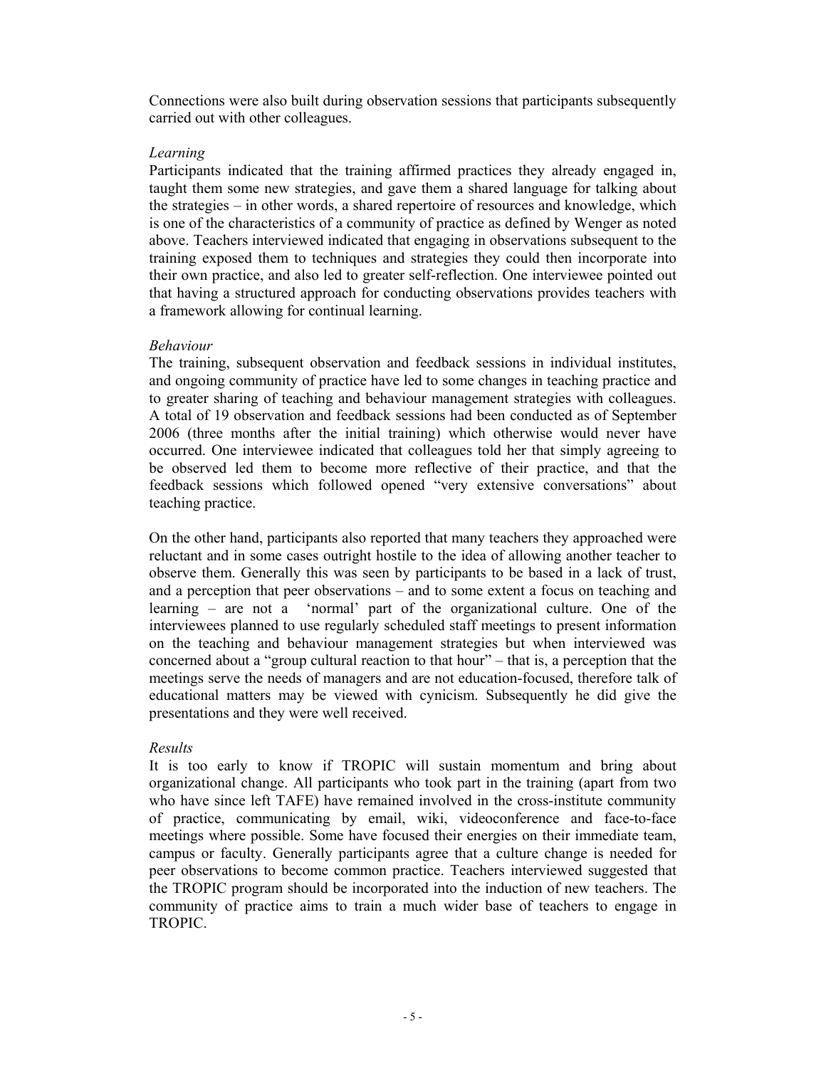Connections were also built during observation sessions that participants subsequently carried out with other colleagues.

*Learning*

Participants indicated that the training affirmed practices they already engaged in, taught them some new strategies, and gave them a shared language for talking about the strategies – in other words, a shared repertoire of resources and knowledge, which is one of the characteristics of a community of practice as defined by Wenger as noted above. Teachers interviewed indicated that engaging in observations subsequent to the training exposed them to techniques and strategies they could then incorporate into their own practice, and also led to greater self-reflection. One interviewee pointed out that having a structured approach for conducting observations provides teachers with a framework allowing for continual learning.

*Behaviour*

The training, subsequent observation and feedback sessions in individual institutes, and ongoing community of practice have led to some changes in teaching practice and to greater sharing of teaching and behaviour management strategies with colleagues. A total of 19 observation and feedback sessions had been conducted as of September 2006 (three months after the initial training) which otherwise would never have occurred. One interviewee indicated that colleagues told her that simply agreeing to be observed led them to become more reflective of their practice, and that the feedback sessions which followed opened "very extensive conversations" about teaching practice.

On the other hand, participants also reported that many teachers they approached were reluctant and in some cases outright hostile to the idea of allowing another teacher to observe them. Generally this was seen by participants to be based in a lack of trust, and a perception that peer observations – and to some extent a focus on teaching and learning – are not a 'normal' part of the organizational culture. One of the interviewees planned to use regularly scheduled staff meetings to present information on the teaching and behaviour management strategies but when interviewed was concerned about a "group cultural reaction to that hour" – that is, a perception that the meetings serve the needs of managers and are not education-focused, therefore talk of educational matters may be viewed with cynicism. Subsequently he did give the presentations and they were well received.

*Results*

It is too early to know if TROPIC will sustain momentum and bring about organizational change. All participants who took part in the training (apart from two who have since left TAFE) have remained involved in the cross-institute community of practice, communicating by email, wiki, videoconference and face-to-face meetings where possible. Some have focused their energies on their immediate team, campus or faculty. Generally participants agree that a culture change is needed for peer observations to become common practice. Teachers interviewed suggested that the TROPIC program should be incorporated into the induction of new teachers. The community of practice aims to train a much wider base of teachers to engage in TROPIC.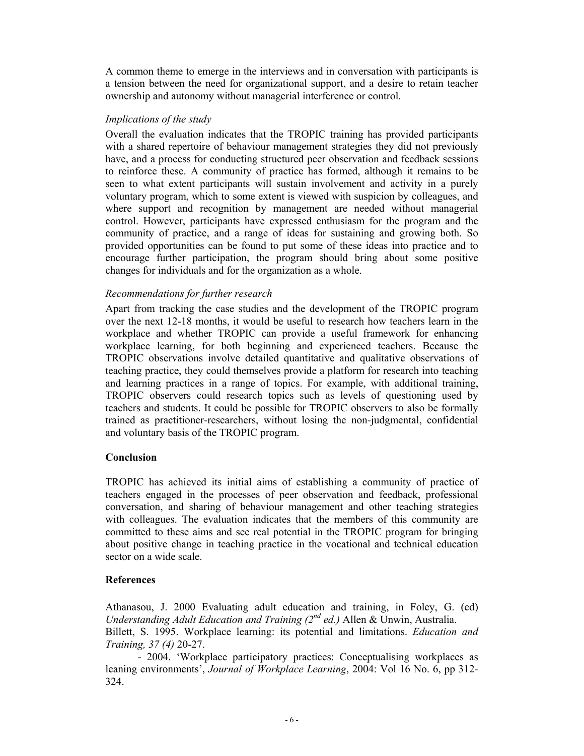A common theme to emerge in the interviews and in conversation with participants is a tension between the need for organizational support, and a desire to retain teacher ownership and autonomy without managerial interference or control.

*Implications of the study*

Overall the evaluation indicates that the TROPIC training has provided participants with a shared repertoire of behaviour management strategies they did not previously have, and a process for conducting structured peer observation and feedback sessions to reinforce these. A community of practice has formed, although it remains to be seen to what extent participants will sustain involvement and activity in a purely voluntary program, which to some extent is viewed with suspicion by colleagues, and where support and recognition by management are needed without managerial control. However, participants have expressed enthusiasm for the program and the community of practice, and a range of ideas for sustaining and growing both. So provided opportunities can be found to put some of these ideas into practice and to encourage further participation, the program should bring about some positive changes for individuals and for the organization as a whole.

*Recommendations for further research*

Apart from tracking the case studies and the development of the TROPIC program over the next 12-18 months, it would be useful to research how teachers learn in the workplace and whether TROPIC can provide a useful framework for enhancing workplace learning, for both beginning and experienced teachers. Because the TROPIC observations involve detailed quantitative and qualitative observations of teaching practice, they could themselves provide a platform for research into teaching and learning practices in a range of topics. For example, with additional training, TROPIC observers could research topics such as levels of questioning used by teachers and students. It could be possible for TROPIC observers to also be formally trained as practitioner-researchers, without losing the non-judgmental, confidential and voluntary basis of the TROPIC program.

**Conclusion**

TROPIC has achieved its initial aims of establishing a community of practice of teachers engaged in the processes of peer observation and feedback, professional conversation, and sharing of behaviour management and other teaching strategies with colleagues. The evaluation indicates that the members of this community are committed to these aims and see real potential in the TROPIC program for bringing about positive change in teaching practice in the vocational and technical education sector on a wide scale.

**References**

Athanasou, J. 2000 Evaluating adult education and training, in Foley, G. (ed) *Understanding Adult Education and Training (2nd ed.)* Allen & Unwin, Australia.

Billett, S. 1995. Workplace learning: its potential and limitations. *Education and Training, 37 (4)* 20-27.

- 2004. 'Workplace participatory practices: Conceptualising workplaces as leaning environments', *Journal of Workplace Learning*, 2004: Vol 16 No. 6, pp 312-324.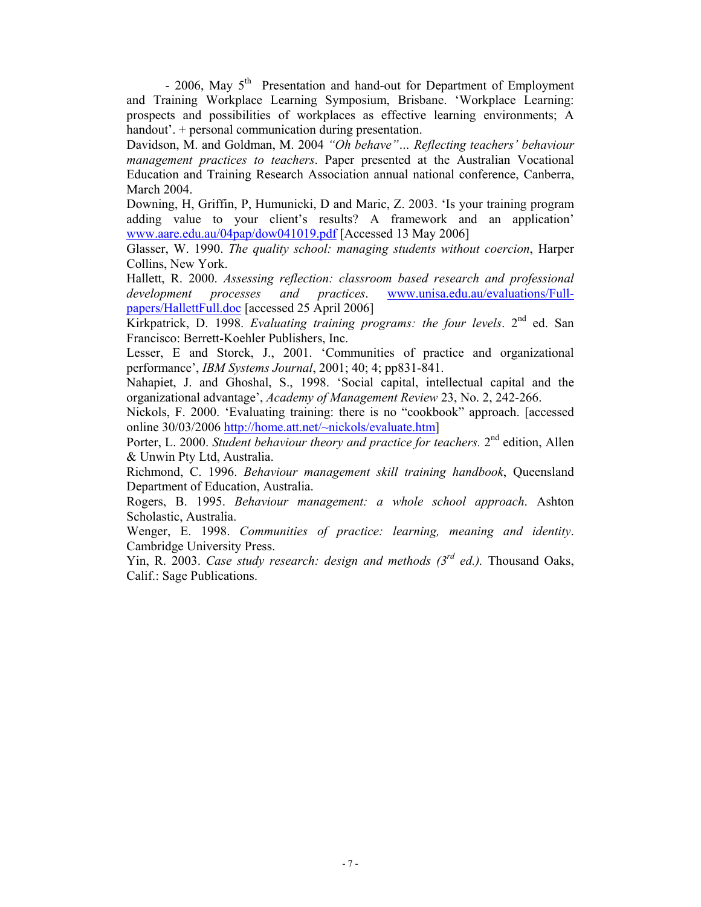- 2006, May 5th  Presentation and hand-out for Department of Employment and Training Workplace Learning Symposium, Brisbane. 'Workplace Learning: prospects and possibilities of workplaces as effective learning environments; A handout'. + personal communication during presentation.

Davidson, M. and Goldman, M. 2004 *"Oh behave"… Reflecting teachers' behaviour management practices to teachers*. Paper presented at the Australian Vocational Education and Training Research Association annual national conference, Canberra, March 2004.

Downing, H, Griffin, P, Humunicki, D and Maric, Z. 2003. 'Is your training program adding value to your client's results? A framework and an application' www.aare.edu.au/04pap/dow041019.pdf [Accessed 13 May 2006]

Glasser, W. 1990. *The quality school: managing students without coercion*, Harper Collins, New York.

Hallett, R. 2000. *Assessing reflection: classroom based research and professional development processes and practices*. www.unisa.edu.au/evaluations/Full-papers/HallettFull.doc [accessed 25 April 2006]

Kirkpatrick, D. 1998. *Evaluating training programs: the four levels*. 2nd ed. San Francisco: Berrett-Koehler Publishers, Inc.

Lesser, E and Storck, J., 2001. 'Communities of practice and organizational performance', *IBM Systems Journal*, 2001; 40; 4; pp831-841.

Nahapiet, J. and Ghoshal, S., 1998. 'Social capital, intellectual capital and the organizational advantage', *Academy of Management Review* 23, No. 2, 242-266.

Nickols, F. 2000. 'Evaluating training: there is no "cookbook" approach. [accessed online 30/03/2006 http://home.att.net/~nickols/evaluate.htm]

Porter, L. 2000. *Student behaviour theory and practice for teachers.* 2nd edition, Allen & Unwin Pty Ltd, Australia.

Richmond, C. 1996. *Behaviour management skill training handbook*, Queensland Department of Education, Australia.

Rogers, B. 1995. *Behaviour management: a whole school approach*. Ashton Scholastic, Australia.

Wenger, E. 1998. *Communities of practice: learning, meaning and identity*. Cambridge University Press.

Yin, R. 2003. *Case study research: design and methods (3rd ed.).* Thousand Oaks, Calif.: Sage Publications.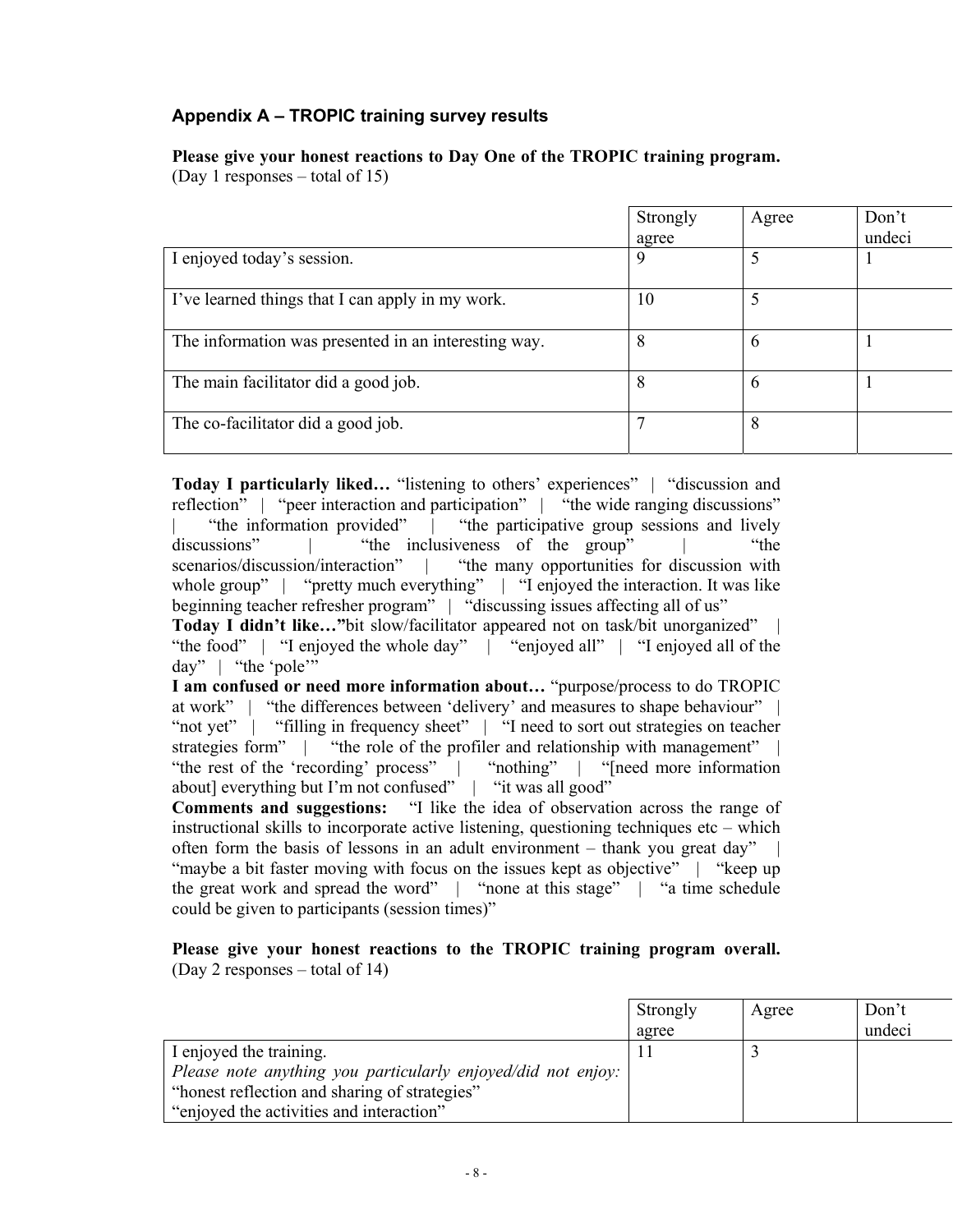### Appendix A – TROPIC training survey results

**Please give your honest reactions to Day One of the TROPIC training program.**
(Day 1 responses – total of 15)

| | Strongly agree | Agree | Don't undeci |
|---|---|---|---|
| I enjoyed today's session. | 9 | 5 | 1 |
| I've learned things that I can apply in my work. | 10 | 5 | |
| The information was presented in an interesting way. | 8 | 6 | 1 |
| The main facilitator did a good job. | 8 | 6 | 1 |
| The co-facilitator did a good job. | 7 | 8 | |

**Today I particularly liked…** "listening to others' experiences" | "discussion and reflection" | "peer interaction and participation" | "the wide ranging discussions" | "the information provided" | "the participative group sessions and lively discussions" | "the inclusiveness of the group" | "the scenarios/discussion/interaction" | "the many opportunities for discussion with whole group" | "pretty much everything" | "I enjoyed the interaction. It was like beginning teacher refresher program" | "discussing issues affecting all of us"

**Today I didn't like…**"bit slow/facilitator appeared not on task/bit unorganized" | "the food" | "I enjoyed the whole day" | "enjoyed all" | "I enjoyed all of the day" | "the 'pole'"

**I am confused or need more information about…** "purpose/process to do TROPIC at work" | "the differences between 'delivery' and measures to shape behaviour" | "not yet" | "filling in frequency sheet" | "I need to sort out strategies on teacher strategies form" | "the role of the profiler and relationship with management" | "the rest of the 'recording' process" | "nothing" | "[need more information about] everything but I'm not confused" | "it was all good"

**Comments and suggestions:** "I like the idea of observation across the range of instructional skills to incorporate active listening, questioning techniques etc – which often form the basis of lessons in an adult environment – thank you great day" | "maybe a bit faster moving with focus on the issues kept as objective" | "keep up the great work and spread the word" | "none at this stage" | "a time schedule could be given to participants (session times)"

**Please give your honest reactions to the TROPIC training program overall.**
(Day 2 responses – total of 14)

| | Strongly agree | Agree | Don't undeci |
|---|---|---|---|
| I enjoyed the training.<br>*Please note anything you particularly enjoyed/did not enjoy:*<br>"honest reflection and sharing of strategies"<br>"enjoyed the activities and interaction" | 11 | 3 | |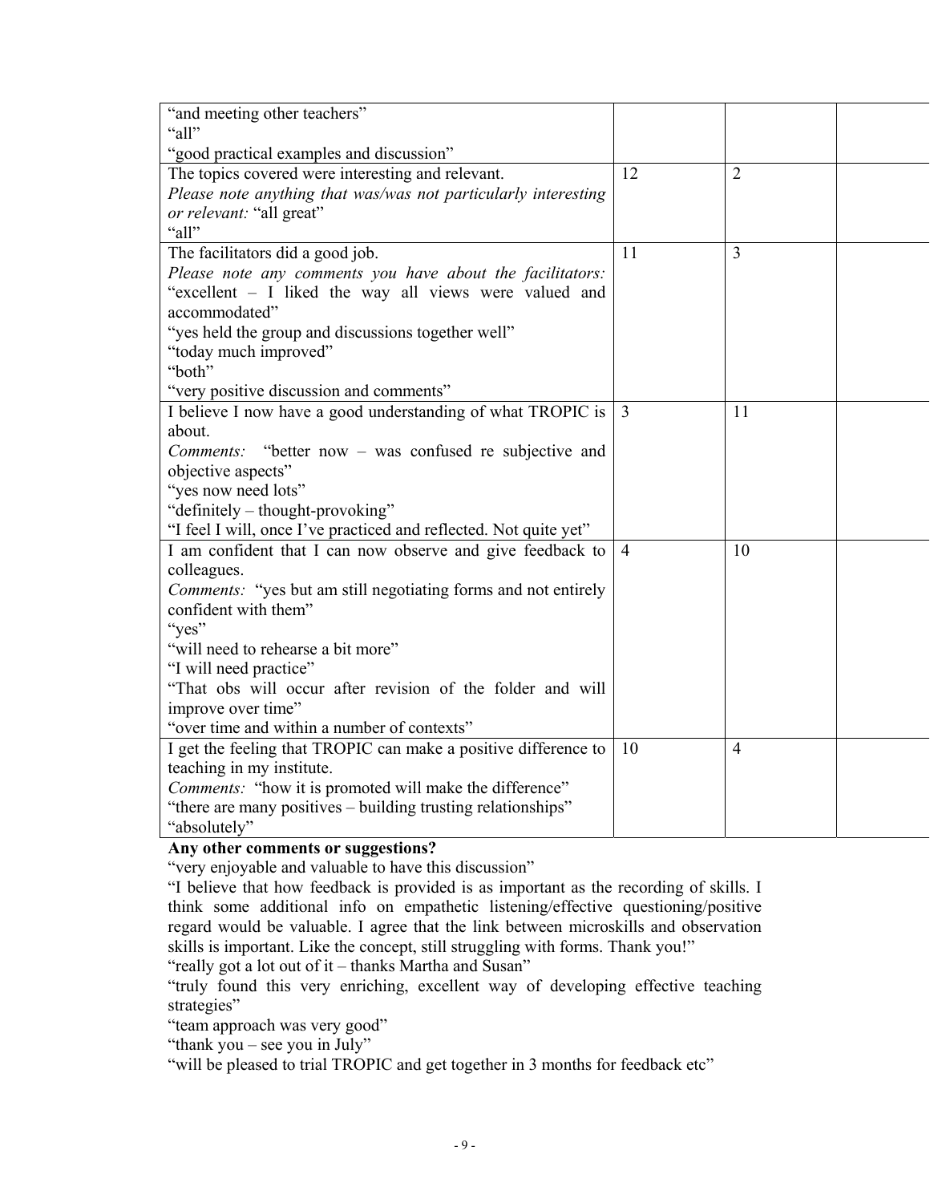| | | | |
|---|---|---|---|
| "and meeting other teachers"<br>"all"<br>"good practical examples and discussion" | | | |
| The topics covered were interesting and relevant.<br>*Please note anything that was/was not particularly interesting or relevant:* "all great"<br>"all" | 12 | 2 | |
| The facilitators did a good job.<br>*Please note any comments you have about the facilitators:* "excellent – I liked the way all views were valued and accommodated"<br>"yes held the group and discussions together well"<br>"today much improved"<br>"both"<br>"very positive discussion and comments" | 11 | 3 | |
| I believe I now have a good understanding of what TROPIC is about.<br>*Comments:* "better now – was confused re subjective and objective aspects"<br>"yes now need lots"<br>"definitely – thought-provoking"<br>"I feel I will, once I've practiced and reflected. Not quite yet" | 3 | 11 | |
| I am confident that I can now observe and give feedback to colleagues.<br>*Comments:* "yes but am still negotiating forms and not entirely confident with them"<br>"yes"<br>"will need to rehearse a bit more"<br>"I will need practice"<br>"That obs will occur after revision of the folder and will improve over time"<br>"over time and within a number of contexts" | 4 | 10 | |
| I get the feeling that TROPIC can make a positive difference to teaching in my institute.<br>*Comments:* "how it is promoted will make the difference"<br>"there are many positives – building trusting relationships"<br>"absolutely" | 10 | 4 | |

**Any other comments or suggestions?**

"very enjoyable and valuable to have this discussion"

"I believe that how feedback is provided is as important as the recording of skills. I think some additional info on empathetic listening/effective questioning/positive regard would be valuable. I agree that the link between microskills and observation skills is important. Like the concept, still struggling with forms. Thank you!"

"really got a lot out of it – thanks Martha and Susan"

"truly found this very enriching, excellent way of developing effective teaching strategies"

"team approach was very good"

"thank you – see you in July"

"will be pleased to trial TROPIC and get together in 3 months for feedback etc"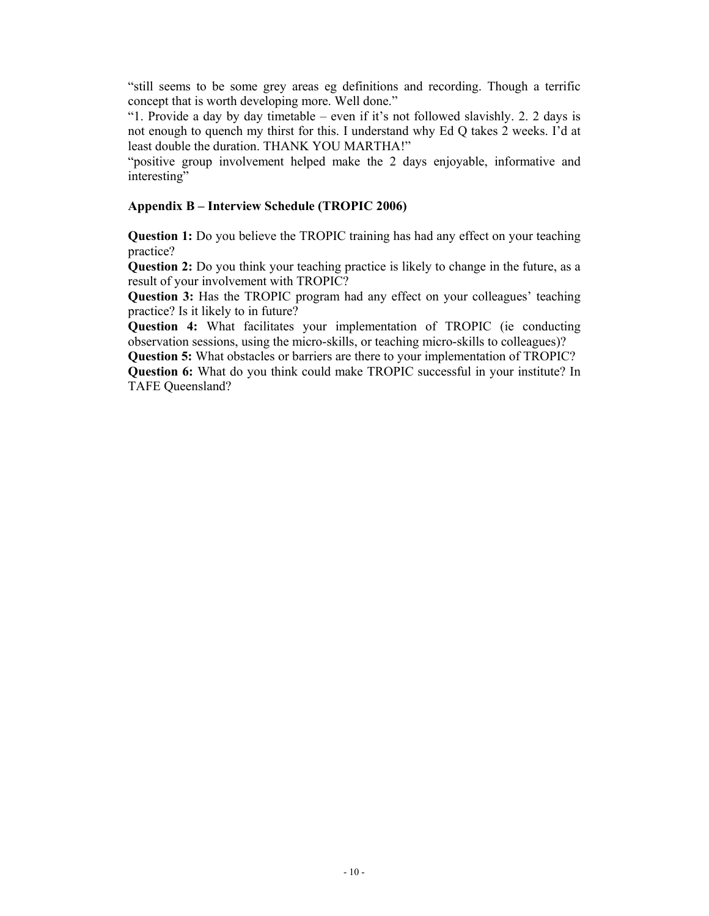"still seems to be some grey areas eg definitions and recording. Though a terrific concept that is worth developing more. Well done."

"1. Provide a day by day timetable – even if it's not followed slavishly. 2. 2 days is not enough to quench my thirst for this. I understand why Ed Q takes 2 weeks. I'd at least double the duration. THANK YOU MARTHA!"

"positive group involvement helped make the 2 days enjoyable, informative and interesting"

### Appendix B – Interview Schedule (TROPIC 2006)

**Question 1:** Do you believe the TROPIC training has had any effect on your teaching practice?

**Question 2:** Do you think your teaching practice is likely to change in the future, as a result of your involvement with TROPIC?

**Question 3:** Has the TROPIC program had any effect on your colleagues' teaching practice? Is it likely to in future?

**Question 4:** What facilitates your implementation of TROPIC (ie conducting observation sessions, using the micro-skills, or teaching micro-skills to colleagues)?

**Question 5:** What obstacles or barriers are there to your implementation of TROPIC?

**Question 6:** What do you think could make TROPIC successful in your institute? In TAFE Queensland?